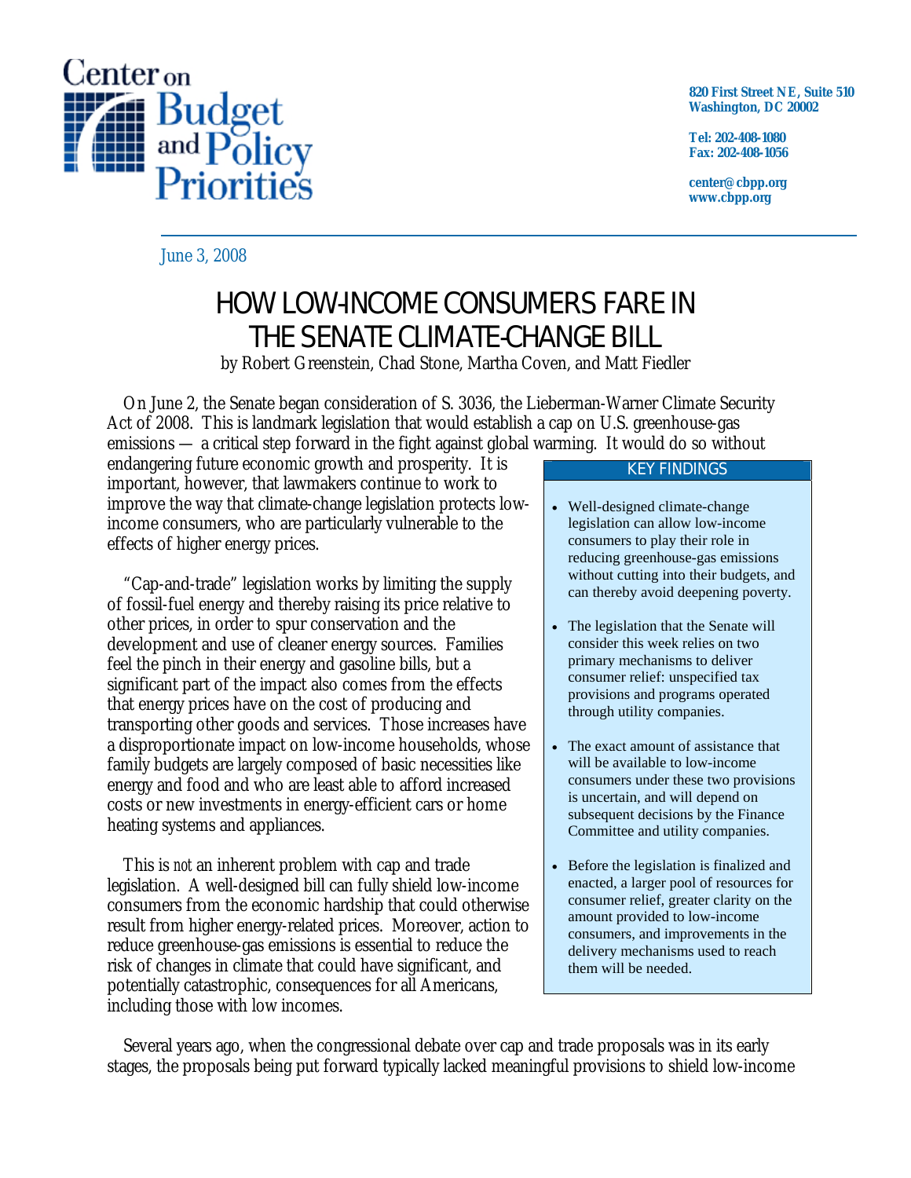Center on Budget and Policy Priorities

820 First Street NE, Suite 510
Washington, DC 20002

Tel: 202-408-1080
Fax: 202-408-1056

center@cbpp.org
www.cbpp.org

June 3, 2008

# HOW LOW-INCOME CONSUMERS FARE IN THE SENATE CLIMATE-CHANGE BILL

by Robert Greenstein, Chad Stone, Martha Coven, and Matt Fiedler

On June 2, the Senate began consideration of S. 3036, the Lieberman-Warner Climate Security Act of 2008. This is landmark legislation that would establish a cap on U.S. greenhouse-gas emissions — a critical step forward in the fight against global warming. It would do so without endangering future economic growth and prosperity. It is important, however, that lawmakers continue to work to improve the way that climate-change legislation protects low-income consumers, who are particularly vulnerable to the effects of higher energy prices.

"Cap-and-trade" legislation works by limiting the supply of fossil-fuel energy and thereby raising its price relative to other prices, in order to spur conservation and the development and use of cleaner energy sources. Families feel the pinch in their energy and gasoline bills, but a significant part of the impact also comes from the effects that energy prices have on the cost of producing and transporting other goods and services. Those increases have a disproportionate impact on low-income households, whose family budgets are largely composed of basic necessities like energy and food and who are least able to afford increased costs or new investments in energy-efficient cars or home heating systems and appliances.

This is *not* an inherent problem with cap and trade legislation. A well-designed bill can fully shield low-income consumers from the economic hardship that could otherwise result from higher energy-related prices. Moreover, action to reduce greenhouse-gas emissions is essential to reduce the risk of changes in climate that could have significant, and potentially catastrophic, consequences for all Americans, including those with low incomes.

**KEY FINDINGS**

- Well-designed climate-change legislation can allow low-income consumers to play their role in reducing greenhouse-gas emissions without cutting into their budgets, and can thereby avoid deepening poverty.
- The legislation that the Senate will consider this week relies on two primary mechanisms to deliver consumer relief: unspecified tax provisions and programs operated through utility companies.
- The exact amount of assistance that will be available to low-income consumers under these two provisions is uncertain, and will depend on subsequent decisions by the Finance Committee and utility companies.
- Before the legislation is finalized and enacted, a larger pool of resources for consumer relief, greater clarity on the amount provided to low-income consumers, and improvements in the delivery mechanisms used to reach them will be needed.

Several years ago, when the congressional debate over cap and trade proposals was in its early stages, the proposals being put forward typically lacked meaningful provisions to shield low-income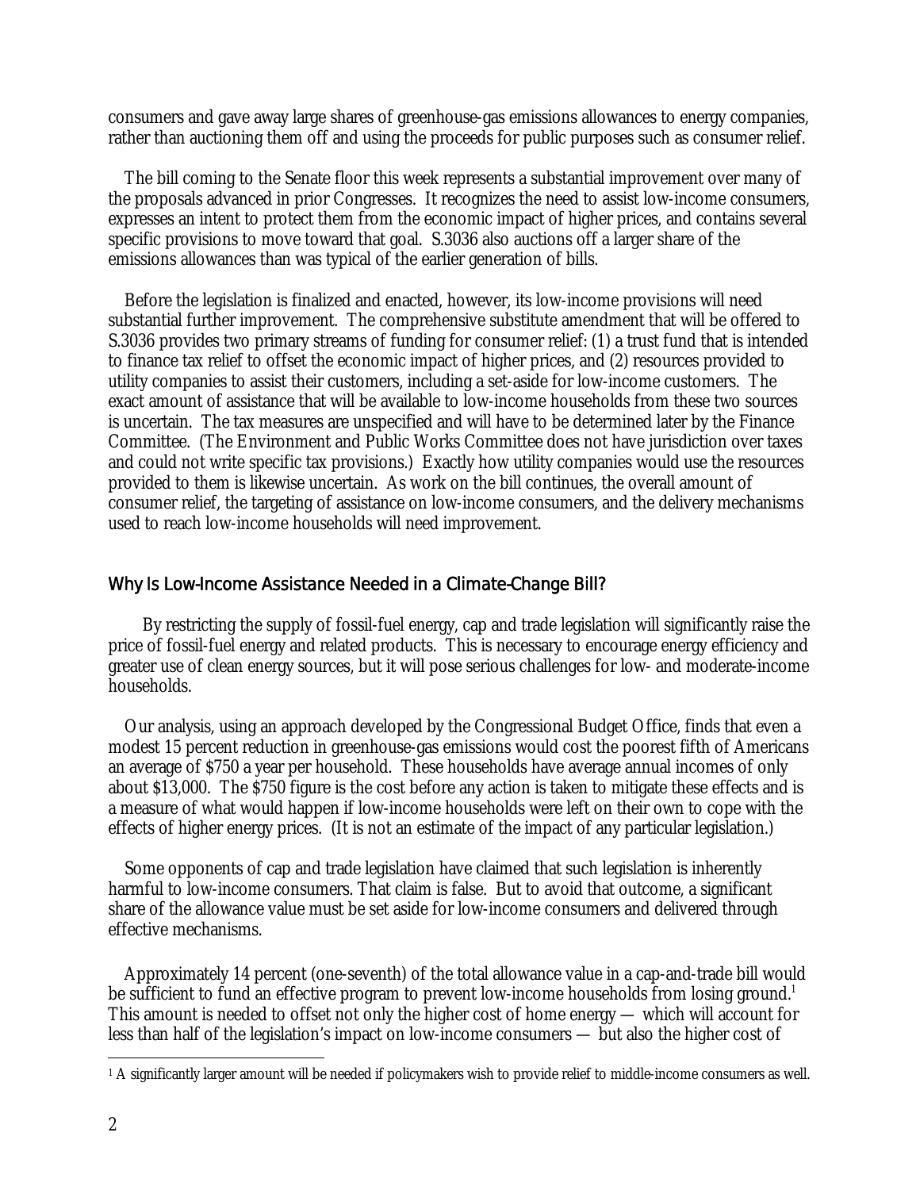consumers and gave away large shares of greenhouse-gas emissions allowances to energy companies, rather than auctioning them off and using the proceeds for public purposes such as consumer relief.

The bill coming to the Senate floor this week represents a substantial improvement over many of the proposals advanced in prior Congresses. It recognizes the need to assist low-income consumers, expresses an intent to protect them from the economic impact of higher prices, and contains several specific provisions to move toward that goal. S.3036 also auctions off a larger share of the emissions allowances than was typical of the earlier generation of bills.

Before the legislation is finalized and enacted, however, its low-income provisions will need substantial further improvement. The comprehensive substitute amendment that will be offered to S.3036 provides two primary streams of funding for consumer relief: (1) a trust fund that is intended to finance tax relief to offset the economic impact of higher prices, and (2) resources provided to utility companies to assist their customers, including a set-aside for low-income customers. The exact amount of assistance that will be available to low-income households from these two sources is uncertain. The tax measures are unspecified and will have to be determined later by the Finance Committee. (The Environment and Public Works Committee does not have jurisdiction over taxes and could not write specific tax provisions.) Exactly how utility companies would use the resources provided to them is likewise uncertain. As work on the bill continues, the overall amount of consumer relief, the targeting of assistance on low-income consumers, and the delivery mechanisms used to reach low-income households will need improvement.

## Why Is Low-Income Assistance Needed in a Climate-Change Bill?

By restricting the supply of fossil-fuel energy, cap and trade legislation will significantly raise the price of fossil-fuel energy and related products. This is necessary to encourage energy efficiency and greater use of clean energy sources, but it will pose serious challenges for low- and moderate-income households.

Our analysis, using an approach developed by the Congressional Budget Office, finds that even a modest 15 percent reduction in greenhouse-gas emissions would cost the poorest fifth of Americans an average of $750 a year per household. These households have average annual incomes of only about $13,000. The $750 figure is the cost before any action is taken to mitigate these effects and is a measure of what would happen if low-income households were left on their own to cope with the effects of higher energy prices. (It is not an estimate of the impact of any particular legislation.)

Some opponents of cap and trade legislation have claimed that such legislation is inherently harmful to low-income consumers. That claim is false. But to avoid that outcome, a significant share of the allowance value must be set aside for low-income consumers and delivered through effective mechanisms.

Approximately 14 percent (one-seventh) of the total allowance value in a cap-and-trade bill would be sufficient to fund an effective program to prevent low-income households from losing ground.[1] This amount is needed to offset not only the higher cost of home energy — which will account for less than half of the legislation's impact on low-income consumers — but also the higher cost of

[1] A significantly larger amount will be needed if policymakers wish to provide relief to middle-income consumers as well.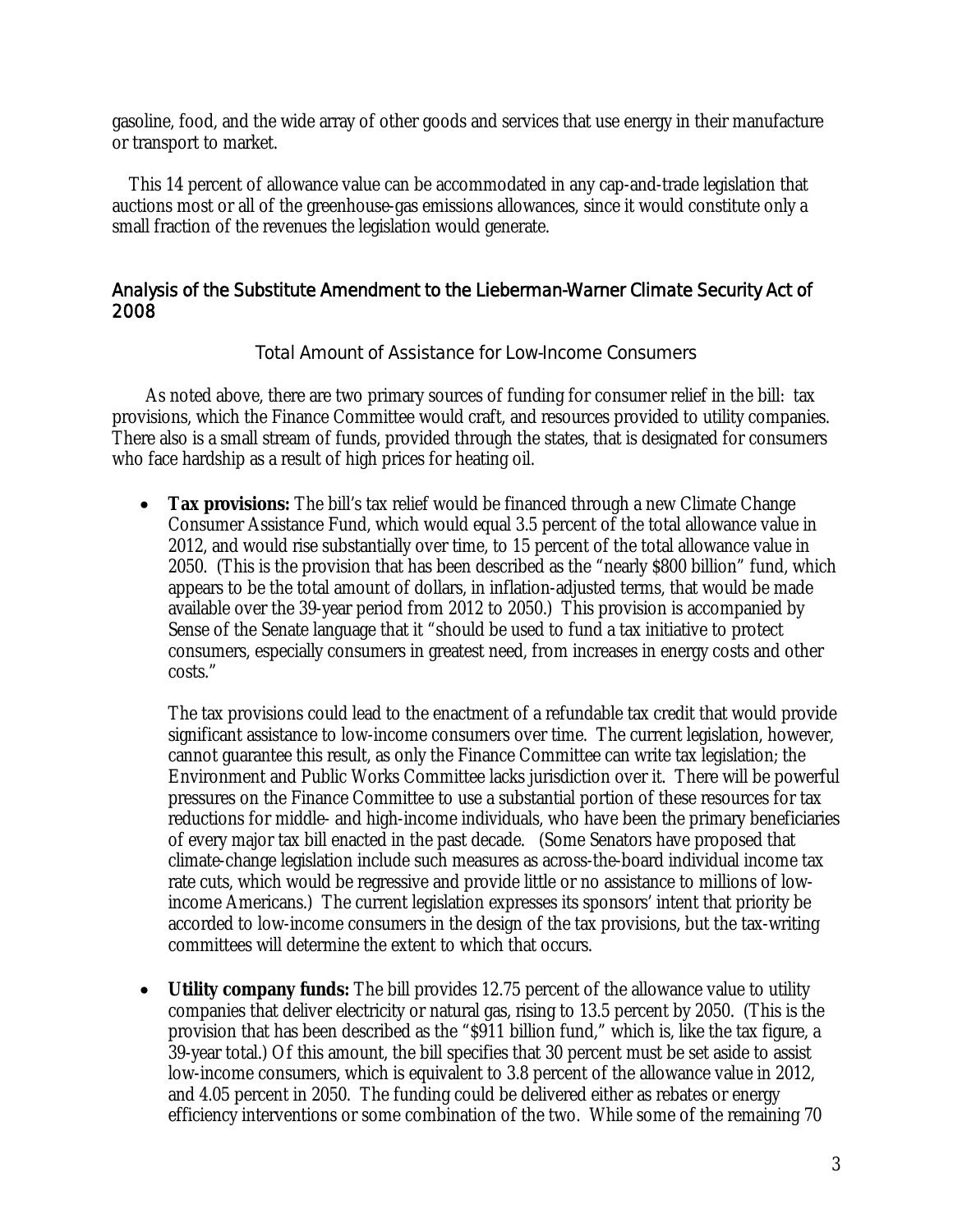gasoline, food, and the wide array of other goods and services that use energy in their manufacture or transport to market.

This 14 percent of allowance value can be accommodated in any cap-and-trade legislation that auctions most or all of the greenhouse-gas emissions allowances, since it would constitute only a small fraction of the revenues the legislation would generate.

## Analysis of the Substitute Amendment to the Lieberman-Warner Climate Security Act of 2008

### Total Amount of Assistance for Low-Income Consumers

As noted above, there are two primary sources of funding for consumer relief in the bill: tax provisions, which the Finance Committee would craft, and resources provided to utility companies. There also is a small stream of funds, provided through the states, that is designated for consumers who face hardship as a result of high prices for heating oil.

- **Tax provisions:** The bill's tax relief would be financed through a new Climate Change Consumer Assistance Fund, which would equal 3.5 percent of the total allowance value in 2012, and would rise substantially over time, to 15 percent of the total allowance value in 2050. (This is the provision that has been described as the "nearly $800 billion" fund, which appears to be the total amount of dollars, in inflation-adjusted terms, that would be made available over the 39-year period from 2012 to 2050.) This provision is accompanied by Sense of the Senate language that it "should be used to fund a tax initiative to protect consumers, especially consumers in greatest need, from increases in energy costs and other costs."

  The tax provisions could lead to the enactment of a refundable tax credit that would provide significant assistance to low-income consumers over time. The current legislation, however, cannot guarantee this result, as only the Finance Committee can write tax legislation; the Environment and Public Works Committee lacks jurisdiction over it. There will be powerful pressures on the Finance Committee to use a substantial portion of these resources for tax reductions for middle- and high-income individuals, who have been the primary beneficiaries of every major tax bill enacted in the past decade. (Some Senators have proposed that climate-change legislation include such measures as across-the-board individual income tax rate cuts, which would be regressive and provide little or no assistance to millions of low-income Americans.) The current legislation expresses its sponsors' intent that priority be accorded to low-income consumers in the design of the tax provisions, but the tax-writing committees will determine the extent to which that occurs.

- **Utility company funds:** The bill provides 12.75 percent of the allowance value to utility companies that deliver electricity or natural gas, rising to 13.5 percent by 2050. (This is the provision that has been described as the "$911 billion fund," which is, like the tax figure, a 39-year total.) Of this amount, the bill specifies that 30 percent must be set aside to assist low-income consumers, which is equivalent to 3.8 percent of the allowance value in 2012, and 4.05 percent in 2050. The funding could be delivered either as rebates or energy efficiency interventions or some combination of the two. While some of the remaining 70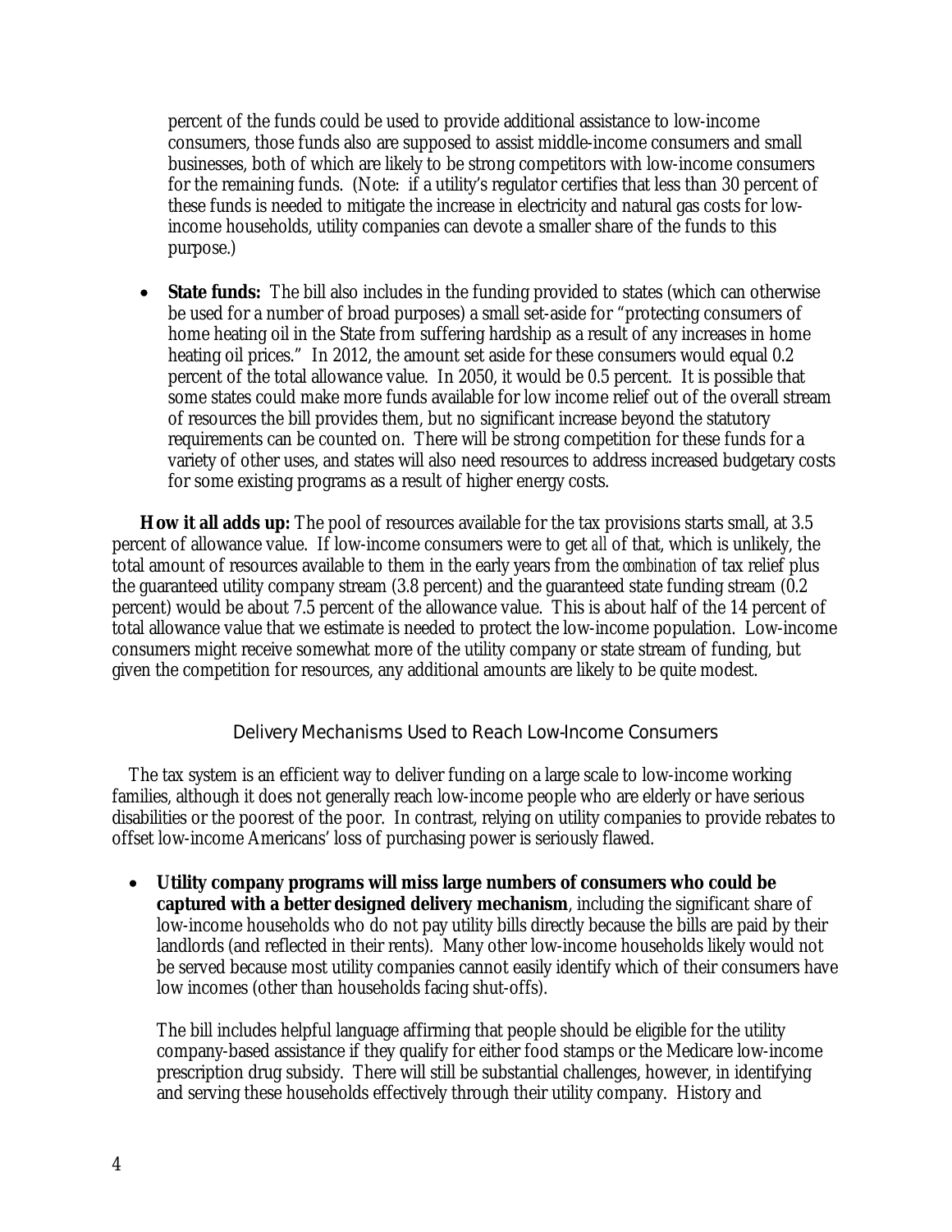percent of the funds could be used to provide additional assistance to low-income consumers, those funds also are supposed to assist middle-income consumers and small businesses, both of which are likely to be strong competitors with low-income consumers for the remaining funds. (Note: if a utility's regulator certifies that less than 30 percent of these funds is needed to mitigate the increase in electricity and natural gas costs for low-income households, utility companies can devote a smaller share of the funds to this purpose.)

- **State funds:** The bill also includes in the funding provided to states (which can otherwise be used for a number of broad purposes) a small set-aside for "protecting consumers of home heating oil in the State from suffering hardship as a result of any increases in home heating oil prices." In 2012, the amount set aside for these consumers would equal 0.2 percent of the total allowance value. In 2050, it would be 0.5 percent. It is possible that some states could make more funds available for low income relief out of the overall stream of resources the bill provides them, but no significant increase beyond the statutory requirements can be counted on. There will be strong competition for these funds for a variety of other uses, and states will also need resources to address increased budgetary costs for some existing programs as a result of higher energy costs.

**How it all adds up:** The pool of resources available for the tax provisions starts small, at 3.5 percent of allowance value. If low-income consumers were to get *all* of that, which is unlikely, the total amount of resources available to them in the early years from the *combination* of tax relief plus the guaranteed utility company stream (3.8 percent) and the guaranteed state funding stream (0.2 percent) would be about 7.5 percent of the allowance value. This is about half of the 14 percent of total allowance value that we estimate is needed to protect the low-income population. Low-income consumers might receive somewhat more of the utility company or state stream of funding, but given the competition for resources, any additional amounts are likely to be quite modest.

## Delivery Mechanisms Used to Reach Low-Income Consumers

The tax system is an efficient way to deliver funding on a large scale to low-income working families, although it does not generally reach low-income people who are elderly or have serious disabilities or the poorest of the poor. In contrast, relying on utility companies to provide rebates to offset low-income Americans' loss of purchasing power is seriously flawed.

- **Utility company programs will miss large numbers of consumers who could be captured with a better designed delivery mechanism**, including the significant share of low-income households who do not pay utility bills directly because the bills are paid by their landlords (and reflected in their rents). Many other low-income households likely would not be served because most utility companies cannot easily identify which of their consumers have low incomes (other than households facing shut-offs).

  The bill includes helpful language affirming that people should be eligible for the utility company-based assistance if they qualify for either food stamps or the Medicare low-income prescription drug subsidy. There will still be substantial challenges, however, in identifying and serving these households effectively through their utility company. History and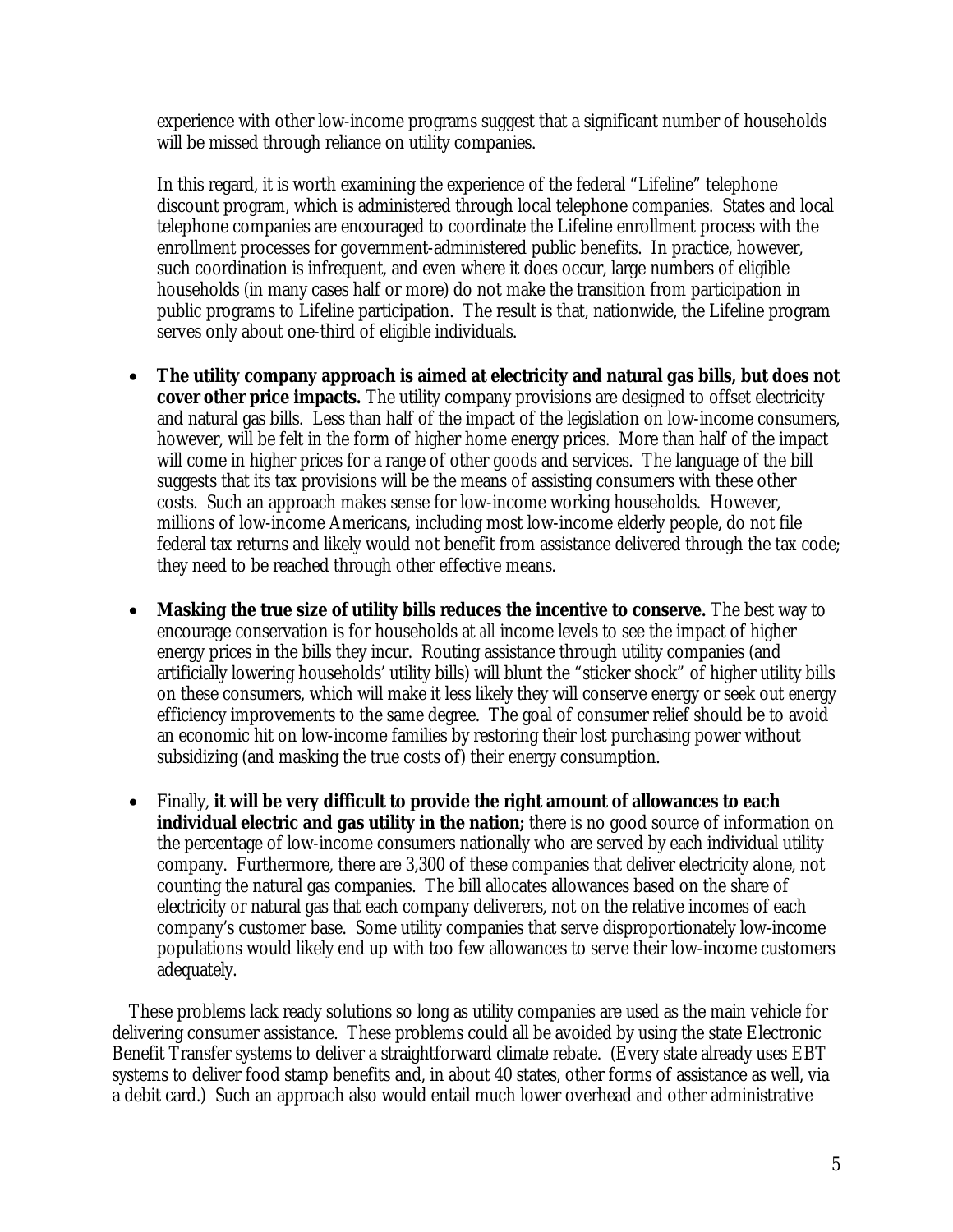experience with other low-income programs suggest that a significant number of households will be missed through reliance on utility companies.

In this regard, it is worth examining the experience of the federal "Lifeline" telephone discount program, which is administered through local telephone companies. States and local telephone companies are encouraged to coordinate the Lifeline enrollment process with the enrollment processes for government-administered public benefits. In practice, however, such coordination is infrequent, and even where it does occur, large numbers of eligible households (in many cases half or more) do not make the transition from participation in public programs to Lifeline participation. The result is that, nationwide, the Lifeline program serves only about one-third of eligible individuals.

- **The utility company approach is aimed at electricity and natural gas bills, but does not cover other price impacts.** The utility company provisions are designed to offset electricity and natural gas bills. Less than half of the impact of the legislation on low-income consumers, however, will be felt in the form of higher home energy prices. More than half of the impact will come in higher prices for a range of other goods and services. The language of the bill suggests that its tax provisions will be the means of assisting consumers with these other costs. Such an approach makes sense for low-income working households. However, millions of low-income Americans, including most low-income elderly people, do not file federal tax returns and likely would not benefit from assistance delivered through the tax code; they need to be reached through other effective means.

- **Masking the true size of utility bills reduces the incentive to conserve.** The best way to encourage conservation is for households at *all* income levels to see the impact of higher energy prices in the bills they incur. Routing assistance through utility companies (and artificially lowering households' utility bills) will blunt the "sticker shock" of higher utility bills on these consumers, which will make it less likely they will conserve energy or seek out energy efficiency improvements to the same degree. The goal of consumer relief should be to avoid an economic hit on low-income families by restoring their lost purchasing power without subsidizing (and masking the true costs of) their energy consumption.

- Finally, **it will be very difficult to provide the right amount of allowances to each individual electric and gas utility in the nation;** there is no good source of information on the percentage of low-income consumers nationally who are served by each individual utility company. Furthermore, there are 3,300 of these companies that deliver electricity alone, not counting the natural gas companies. The bill allocates allowances based on the share of electricity or natural gas that each company deliverers, not on the relative incomes of each company's customer base. Some utility companies that serve disproportionately low-income populations would likely end up with too few allowances to serve their low-income customers adequately.

These problems lack ready solutions so long as utility companies are used as the main vehicle for delivering consumer assistance. These problems could all be avoided by using the state Electronic Benefit Transfer systems to deliver a straightforward climate rebate. (Every state already uses EBT systems to deliver food stamp benefits and, in about 40 states, other forms of assistance as well, via a debit card.) Such an approach also would entail much lower overhead and other administrative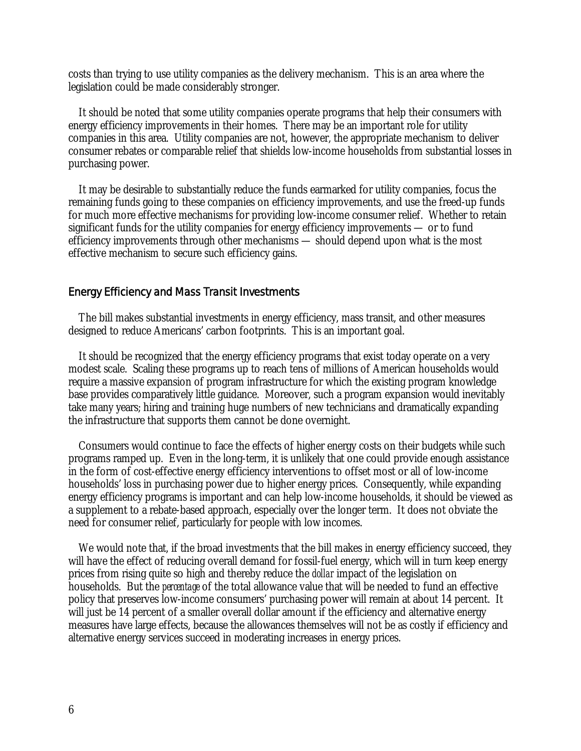costs than trying to use utility companies as the delivery mechanism. This is an area where the legislation could be made considerably stronger.

It should be noted that some utility companies operate programs that help their consumers with energy efficiency improvements in their homes. There may be an important role for utility companies in this area. Utility companies are not, however, the appropriate mechanism to deliver consumer rebates or comparable relief that shields low-income households from substantial losses in purchasing power.

It may be desirable to substantially reduce the funds earmarked for utility companies, focus the remaining funds going to these companies on efficiency improvements, and use the freed-up funds for much more effective mechanisms for providing low-income consumer relief. Whether to retain significant funds for the utility companies for energy efficiency improvements — or to fund efficiency improvements through other mechanisms — should depend upon what is the most effective mechanism to secure such efficiency gains.

## Energy Efficiency and Mass Transit Investments

The bill makes substantial investments in energy efficiency, mass transit, and other measures designed to reduce Americans' carbon footprints. This is an important goal.

It should be recognized that the energy efficiency programs that exist today operate on a very modest scale. Scaling these programs up to reach tens of millions of American households would require a massive expansion of program infrastructure for which the existing program knowledge base provides comparatively little guidance. Moreover, such a program expansion would inevitably take many years; hiring and training huge numbers of new technicians and dramatically expanding the infrastructure that supports them cannot be done overnight.

Consumers would continue to face the effects of higher energy costs on their budgets while such programs ramped up. Even in the long-term, it is unlikely that one could provide enough assistance in the form of cost-effective energy efficiency interventions to offset most or all of low-income households' loss in purchasing power due to higher energy prices. Consequently, while expanding energy efficiency programs is important and can help low-income households, it should be viewed as a supplement to a rebate-based approach, especially over the longer term. It does not obviate the need for consumer relief, particularly for people with low incomes.

We would note that, if the broad investments that the bill makes in energy efficiency succeed, they will have the effect of reducing overall demand for fossil-fuel energy, which will in turn keep energy prices from rising quite so high and thereby reduce the *dollar* impact of the legislation on households. But the *percentage* of the total allowance value that will be needed to fund an effective policy that preserves low-income consumers' purchasing power will remain at about 14 percent. It will just be 14 percent of a smaller overall dollar amount if the efficiency and alternative energy measures have large effects, because the allowances themselves will not be as costly if efficiency and alternative energy services succeed in moderating increases in energy prices.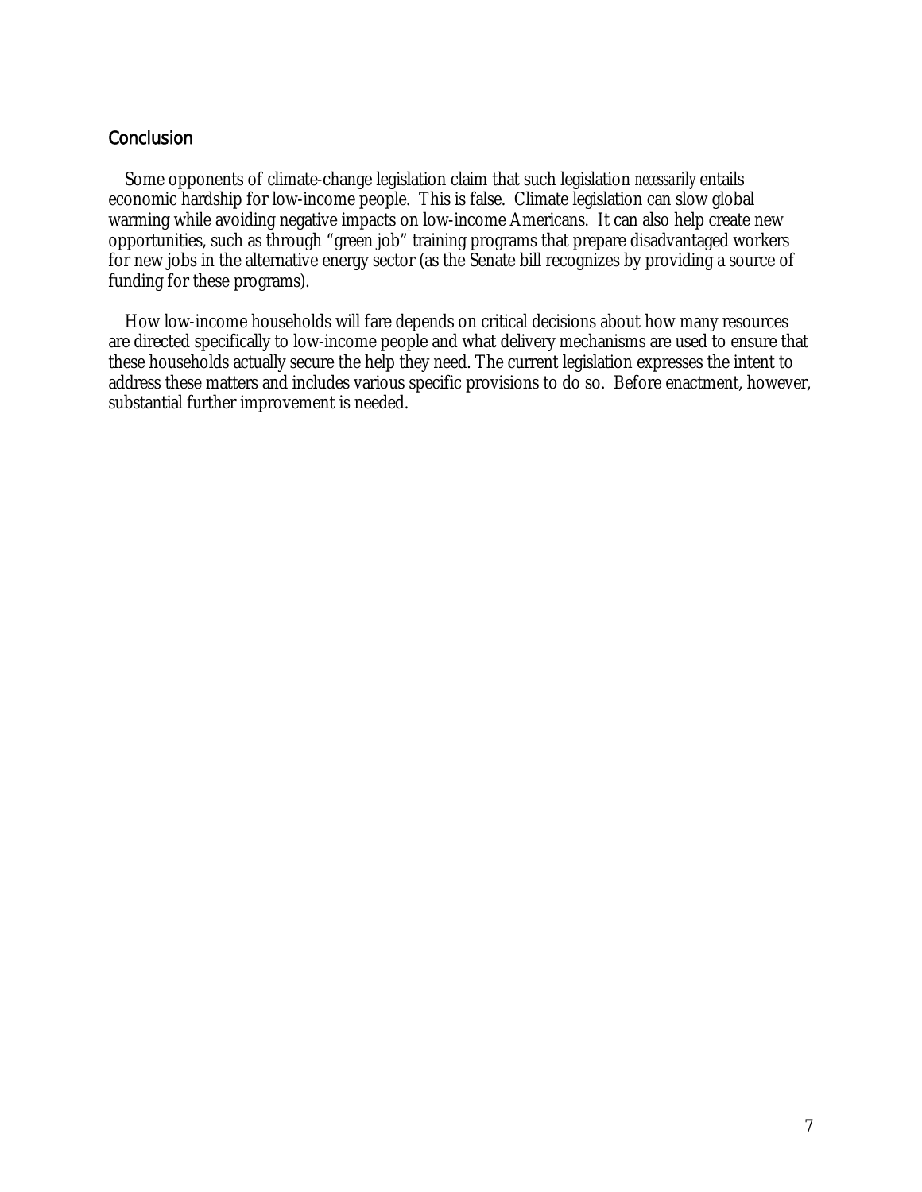## Conclusion

Some opponents of climate-change legislation claim that such legislation *necessarily* entails economic hardship for low-income people. This is false. Climate legislation can slow global warming while avoiding negative impacts on low-income Americans. It can also help create new opportunities, such as through "green job" training programs that prepare disadvantaged workers for new jobs in the alternative energy sector (as the Senate bill recognizes by providing a source of funding for these programs).

How low-income households will fare depends on critical decisions about how many resources are directed specifically to low-income people and what delivery mechanisms are used to ensure that these households actually secure the help they need. The current legislation expresses the intent to address these matters and includes various specific provisions to do so. Before enactment, however, substantial further improvement is needed.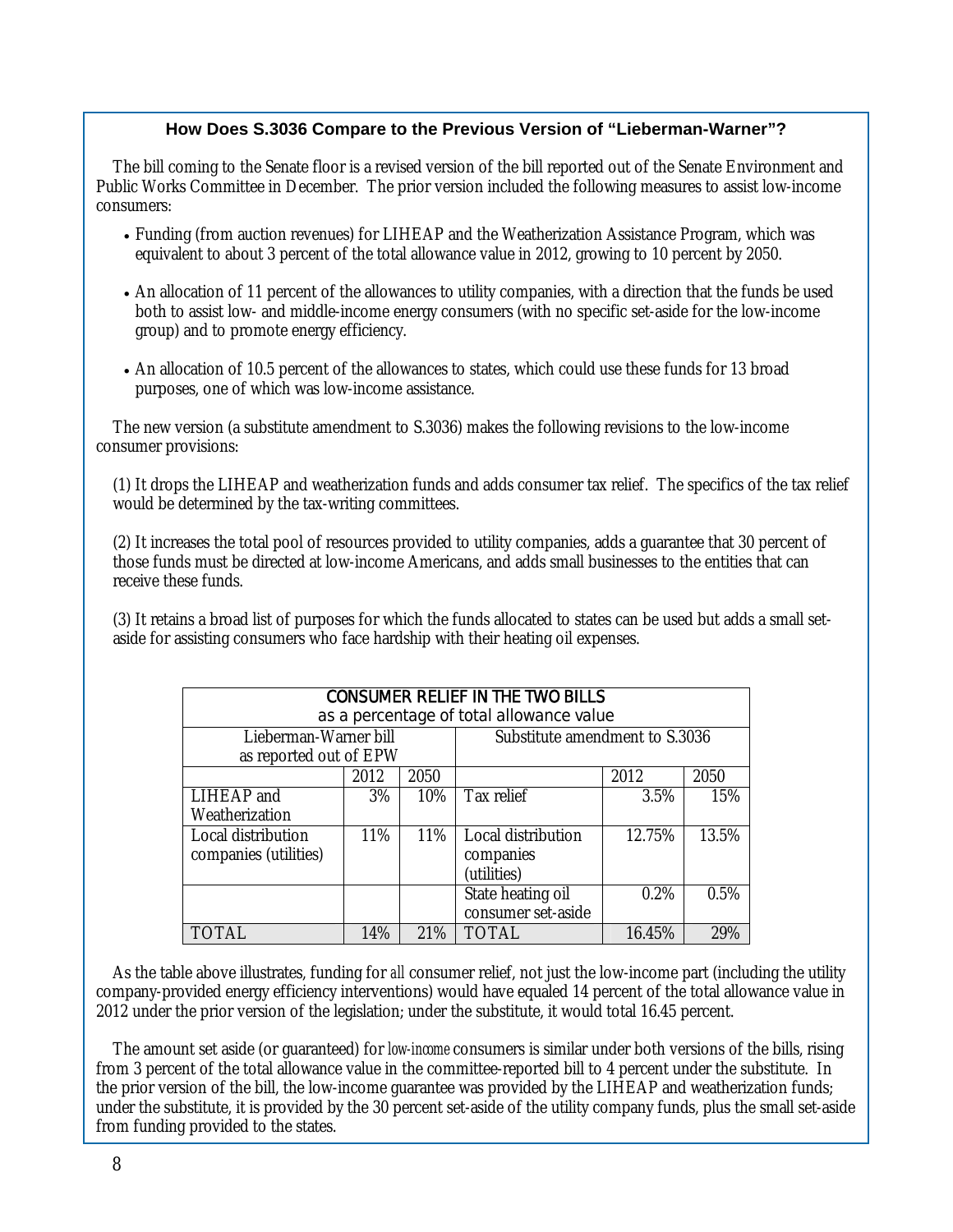### How Does S.3036 Compare to the Previous Version of "Lieberman-Warner"?

The bill coming to the Senate floor is a revised version of the bill reported out of the Senate Environment and Public Works Committee in December. The prior version included the following measures to assist low-income consumers:

- Funding (from auction revenues) for LIHEAP and the Weatherization Assistance Program, which was equivalent to about 3 percent of the total allowance value in 2012, growing to 10 percent by 2050.
- An allocation of 11 percent of the allowances to utility companies, with a direction that the funds be used both to assist low- and middle-income energy consumers (with no specific set-aside for the low-income group) and to promote energy efficiency.
- An allocation of 10.5 percent of the allowances to states, which could use these funds for 13 broad purposes, one of which was low-income assistance.

The new version (a substitute amendment to S.3036) makes the following revisions to the low-income consumer provisions:

(1) It drops the LIHEAP and weatherization funds and adds consumer tax relief. The specifics of the tax relief would be determined by the tax-writing committees.

(2) It increases the total pool of resources provided to utility companies, adds a guarantee that 30 percent of those funds must be directed at low-income Americans, and adds small businesses to the entities that can receive these funds.

(3) It retains a broad list of purposes for which the funds allocated to states can be used but adds a small set-aside for assisting consumers who face hardship with their heating oil expenses.

CONSUMER RELIEF IN THE TWO BILLS
as a percentage of total allowance value

| Lieberman-Warner bill as reported out of EPW | | | Substitute amendment to S.3036 | | |
|---|---|---|---|---|---|
| | 2012 | 2050 | | 2012 | 2050 |
| LIHEAP and Weatherization | 3% | 10% | Tax relief | 3.5% | 15% |
| Local distribution companies (utilities) | 11% | 11% | Local distribution companies (utilities) | 12.75% | 13.5% |
| | | | State heating oil consumer set-aside | 0.2% | 0.5% |
| TOTAL | 14% | 21% | TOTAL | 16.45% | 29% |

As the table above illustrates, funding for *all* consumer relief, not just the low-income part (including the utility company-provided energy efficiency interventions) would have equaled 14 percent of the total allowance value in 2012 under the prior version of the legislation; under the substitute, it would total 16.45 percent.

The amount set aside (or guaranteed) for *low-income* consumers is similar under both versions of the bills, rising from 3 percent of the total allowance value in the committee-reported bill to 4 percent under the substitute. In the prior version of the bill, the low-income guarantee was provided by the LIHEAP and weatherization funds; under the substitute, it is provided by the 30 percent set-aside of the utility company funds, plus the small set-aside from funding provided to the states.